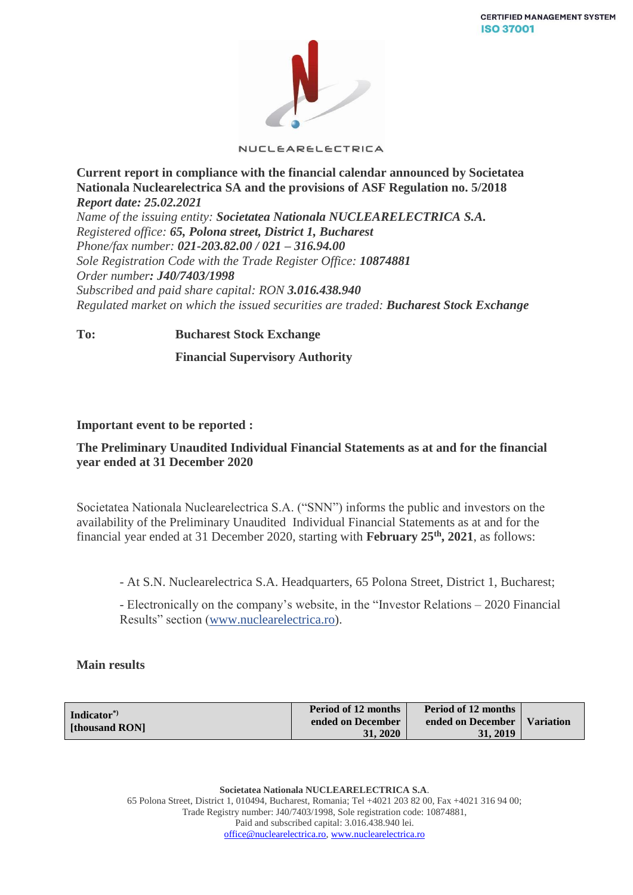CERTIFIED MANAGEMENT SYSTEM
ISO 37001

NUCLEARELECTRICA

**Current report in compliance with the financial calendar announced by Societatea Nationala Nuclearelectrica SA and the provisions of ASF Regulation no. 5/2018**
***Report date: 25.02.2021***
*Name of the issuing entity:* ***Societatea Nationala NUCLEARELECTRICA S.A.***
*Registered office:* ***65, Polona street, District 1, Bucharest***
*Phone/fax number:* ***021-203.82.00 / 021 – 316.94.00***
*Sole Registration Code with the Trade Register Office:* ***10874881***
*Order number:* ***J40/7403/1998***
*Subscribed and paid share capital: RON* ***3.016.438.940***
*Regulated market on which the issued securities are traded:* ***Bucharest Stock Exchange***

**To:** **Bucharest Stock Exchange**

**Financial Supervisory Authority**

**Important event to be reported :**

**The Preliminary Unaudited Individual Financial Statements as at and for the financial year ended at 31 December 2020**

Societatea Nationala Nuclearelectrica S.A. ("SNN") informs the public and investors on the availability of the Preliminary Unaudited Individual Financial Statements as at and for the financial year ended at 31 December 2020, starting with **February 25th, 2021**, as follows:

- At S.N. Nuclearelectrica S.A. Headquarters, 65 Polona Street, District 1, Bucharest;

- Electronically on the company's website, in the "Investor Relations – 2020 Financial Results" section (www.nuclearelectrica.ro).

**Main results**

| Indicator*) [thousand RON] | Period of 12 months ended on December 31, 2020 | Period of 12 months ended on December 31, 2019 | Variation |
|---|---|---|---|

**Societatea Nationala NUCLEARELECTRICA S.A.**
65 Polona Street, District 1, 010494, Bucharest, Romania; Tel +4021 203 82 00, Fax +4021 316 94 00;
Trade Registry number: J40/7403/1998, Sole registration code: 10874881,
Paid and subscribed capital: 3.016.438.940 lei.
office@nuclearelectrica.ro, www.nuclearelectrica.ro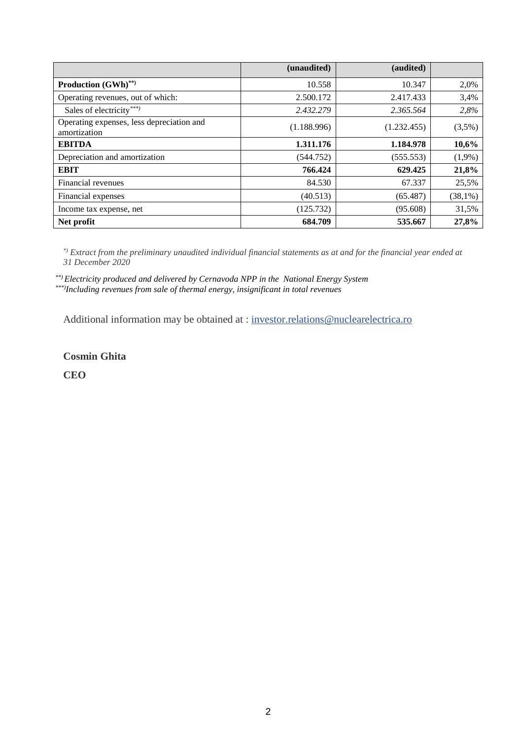| | (unaudited) | (audited) | |
|---|---|---|---|
| **Production (GWh)[**)]** | 10.558 | 10.347 | 2,0% |
| Operating revenues, out of which: | 2.500.172 | 2.417.433 | 3,4% |
| Sales of electricity[***)] | *2.432.279* | *2.365.564* | *2,8%* |
| Operating expenses, less depreciation and amortization | (1.188.996) | (1.232.455) | (3,5%) |
| **EBITDA** | **1.311.176** | **1.184.978** | **10,6%** |
| Depreciation and amortization | (544.752) | (555.553) | (1,9%) |
| **EBIT** | **766.424** | **629.425** | **21,8%** |
| Financial revenues | 84.530 | 67.337 | 25,5% |
| Financial expenses | (40.513) | (65.487) | (38,1%) |
| Income tax expense, net | (125.732) | (95.608) | 31,5% |
| **Net profit** | **684.709** | **535.667** | **27,8%** |

*[*)] Extract from the preliminary unaudited individual financial statements as at and for the financial year ended at 31 December 2020*

*[**)] Electricity produced and delivered by Cernavoda NPP in the National Energy System*
*[***)] Including revenues from sale of thermal energy, insignificant in total revenues*

Additional information may be obtained at : investor.relations@nuclearelectrica.ro

**Cosmin Ghita**

**CEO**